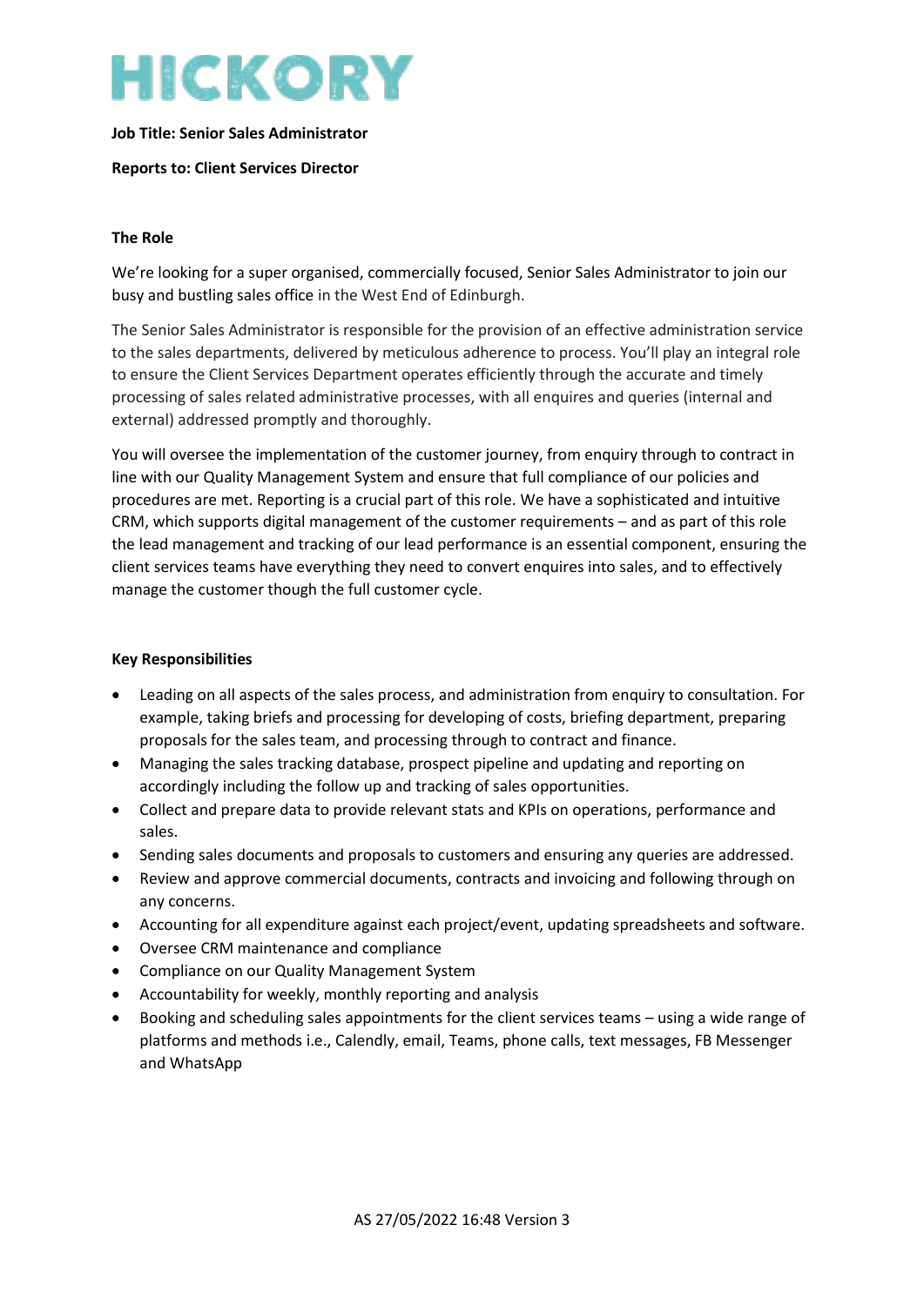# HICKORY

**Job Title: Senior Sales Administrator**

**Reports to: Client Services Director**

**The Role**

We're looking for a super organised, commercially focused, Senior Sales Administrator to join our busy and bustling sales office in the West End of Edinburgh.

The Senior Sales Administrator is responsible for the provision of an effective administration service to the sales departments, delivered by meticulous adherence to process. You'll play an integral role to ensure the Client Services Department operates efficiently through the accurate and timely processing of sales related administrative processes, with all enquires and queries (internal and external) addressed promptly and thoroughly.

You will oversee the implementation of the customer journey, from enquiry through to contract in line with our Quality Management System and ensure that full compliance of our policies and procedures are met. Reporting is a crucial part of this role. We have a sophisticated and intuitive CRM, which supports digital management of the customer requirements – and as part of this role the lead management and tracking of our lead performance is an essential component, ensuring the client services teams have everything they need to convert enquires into sales, and to effectively manage the customer though the full customer cycle.

**Key Responsibilities**

- Leading on all aspects of the sales process, and administration from enquiry to consultation. For example, taking briefs and processing for developing of costs, briefing department, preparing proposals for the sales team, and processing through to contract and finance.
- Managing the sales tracking database, prospect pipeline and updating and reporting on accordingly including the follow up and tracking of sales opportunities.
- Collect and prepare data to provide relevant stats and KPIs on operations, performance and sales.
- Sending sales documents and proposals to customers and ensuring any queries are addressed.
- Review and approve commercial documents, contracts and invoicing and following through on any concerns.
- Accounting for all expenditure against each project/event, updating spreadsheets and software.
- Oversee CRM maintenance and compliance
- Compliance on our Quality Management System
- Accountability for weekly, monthly reporting and analysis
- Booking and scheduling sales appointments for the client services teams – using a wide range of platforms and methods i.e., Calendly, email, Teams, phone calls, text messages, FB Messenger and WhatsApp

AS 27/05/2022 16:48 Version 3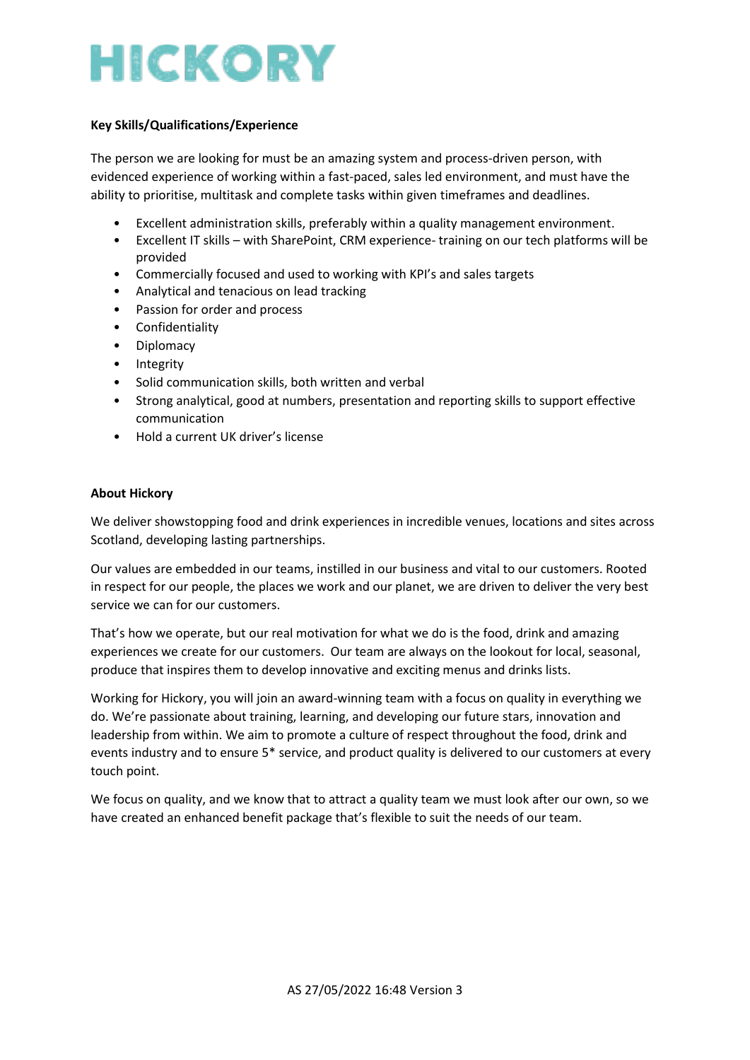**Key Skills/Qualifications/Experience**

The person we are looking for must be an amazing system and process-driven person, with evidenced experience of working within a fast-paced, sales led environment, and must have the ability to prioritise, multitask and complete tasks within given timeframes and deadlines.

- Excellent administration skills, preferably within a quality management environment.
- Excellent IT skills – with SharePoint, CRM experience- training on our tech platforms will be provided
- Commercially focused and used to working with KPI's and sales targets
- Analytical and tenacious on lead tracking
- Passion for order and process
- Confidentiality
- Diplomacy
- Integrity
- Solid communication skills, both written and verbal
- Strong analytical, good at numbers, presentation and reporting skills to support effective communication
- Hold a current UK driver's license

**About Hickory**

We deliver showstopping food and drink experiences in incredible venues, locations and sites across Scotland, developing lasting partnerships.

Our values are embedded in our teams, instilled in our business and vital to our customers. Rooted in respect for our people, the places we work and our planet, we are driven to deliver the very best service we can for our customers.

That's how we operate, but our real motivation for what we do is the food, drink and amazing experiences we create for our customers. Our team are always on the lookout for local, seasonal, produce that inspires them to develop innovative and exciting menus and drinks lists.

Working for Hickory, you will join an award-winning team with a focus on quality in everything we do. We're passionate about training, learning, and developing our future stars, innovation and leadership from within. We aim to promote a culture of respect throughout the food, drink and events industry and to ensure 5* service, and product quality is delivered to our customers at every touch point.

We focus on quality, and we know that to attract a quality team we must look after our own, so we have created an enhanced benefit package that's flexible to suit the needs of our team.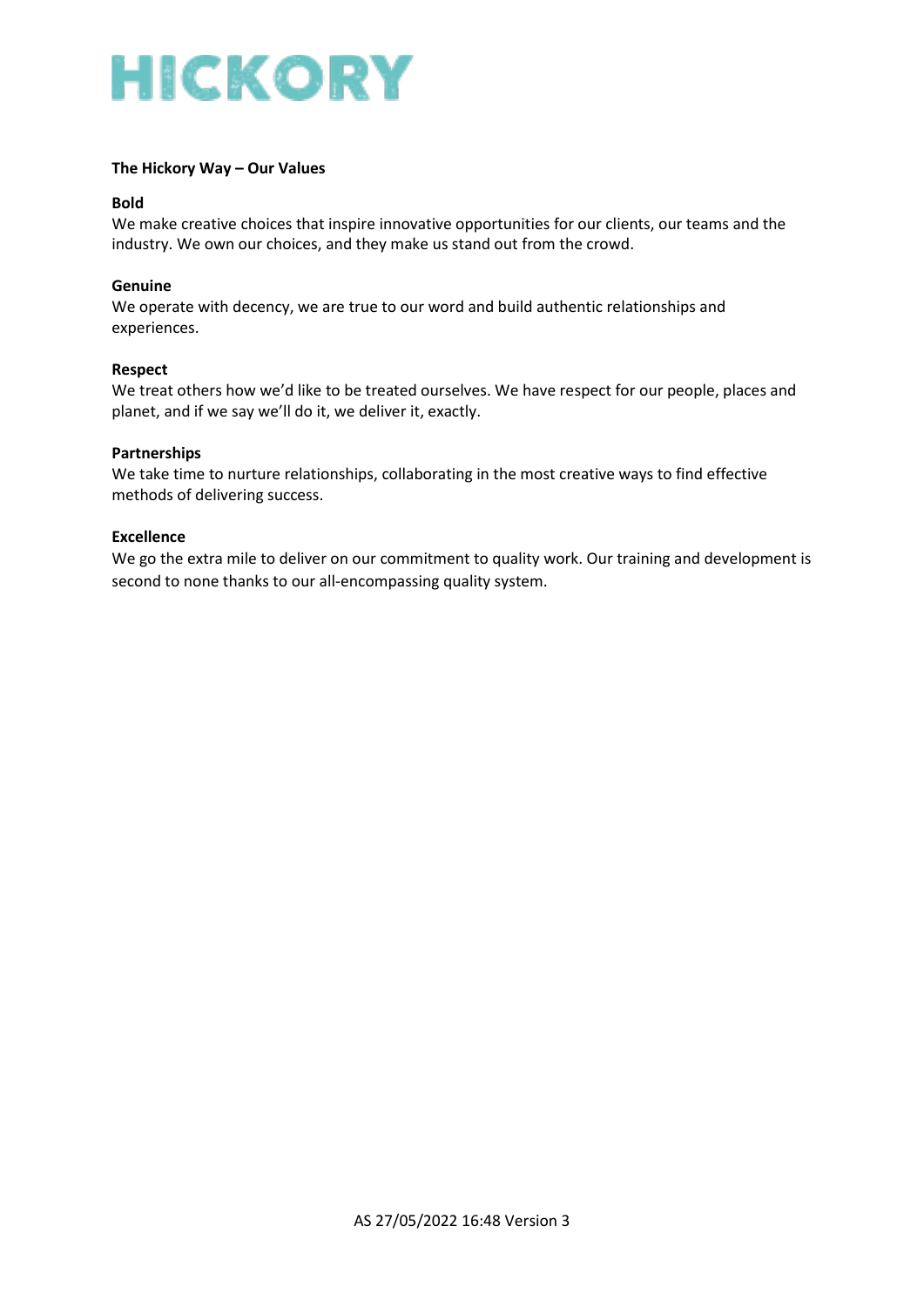# HICKORY

**The Hickory Way – Our Values**

**Bold**

We make creative choices that inspire innovative opportunities for our clients, our teams and the industry. We own our choices, and they make us stand out from the crowd.

**Genuine**

We operate with decency, we are true to our word and build authentic relationships and experiences.

**Respect**

We treat others how we'd like to be treated ourselves. We have respect for our people, places and planet, and if we say we'll do it, we deliver it, exactly.

**Partnerships**

We take time to nurture relationships, collaborating in the most creative ways to find effective methods of delivering success.

**Excellence**

We go the extra mile to deliver on our commitment to quality work. Our training and development is second to none thanks to our all-encompassing quality system.

AS 27/05/2022 16:48 Version 3